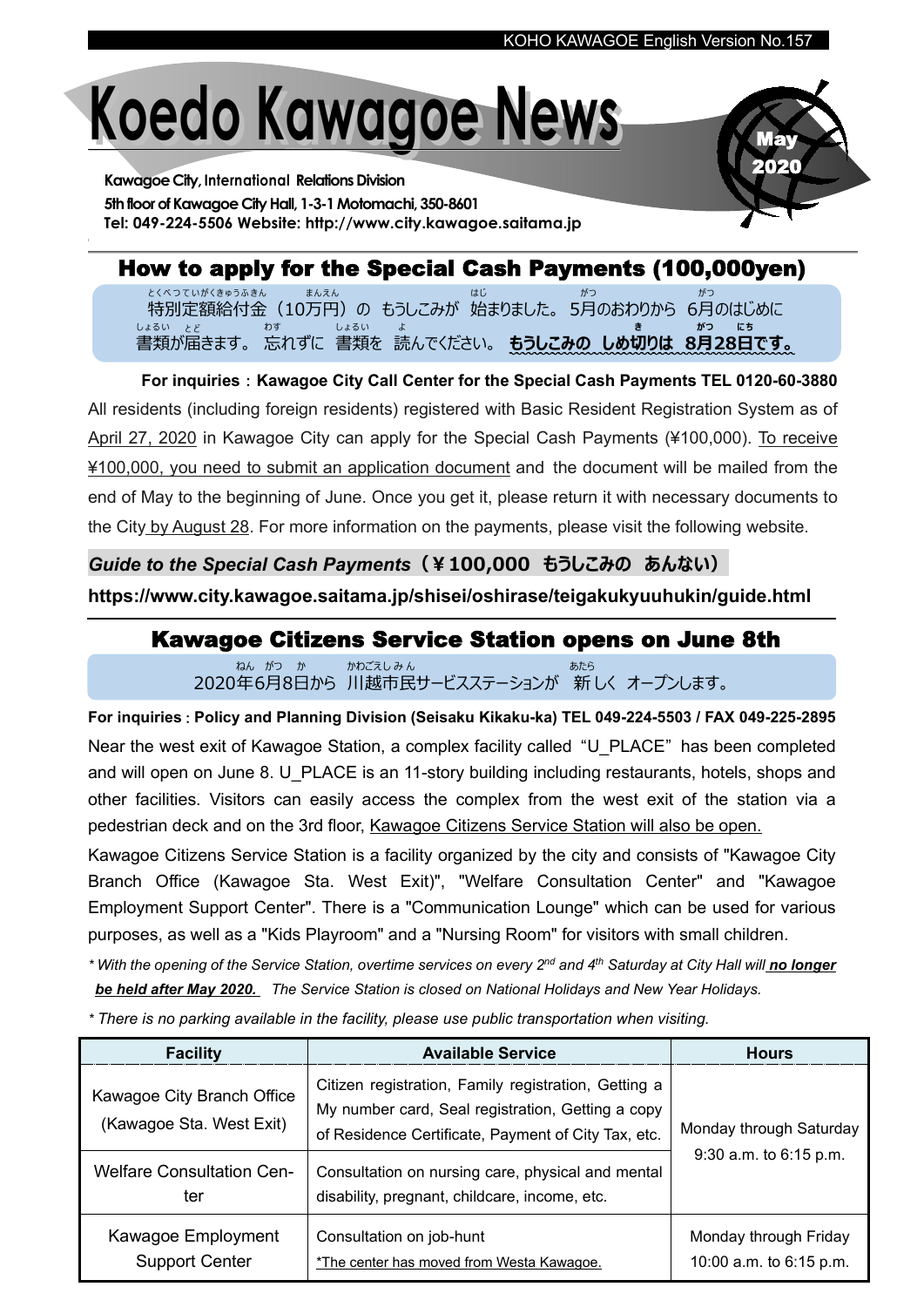# Koedo Kawagoe News

**May 2020**

**Kawagoe City, International Relations Division**
**5th floor of Kawagoe City Hall, 1-3-1 Motomachi, 350-8601**
**Tel: 049-224-5506 Website: http://www.city.kawagoe.saitama.jp**

## How to apply for the Special Cash Payments (100,000yen)

特別定額給付金（10万円）の もうしこみが 始まりました。5月のおわりから 6月のはじめに 書類が届きます。 忘れずに 書類を 読んでください。 **もうしこみの しめ切りは 8月28日です。**

**For inquiries：Kawagoe City Call Center for the Special Cash Payments TEL 0120-60-3880**

All residents (including foreign residents) registered with Basic Resident Registration System as of April 27, 2020 in Kawagoe City can apply for the Special Cash Payments (¥100,000). To receive ¥100,000, you need to submit an application document and the document will be mailed from the end of May to the beginning of June. Once you get it, please return it with necessary documents to the City by August 28. For more information on the payments, please visit the following website.

***Guide to the Special Cash Payments*（¥100,000 もうしこみの あんない）**

**https://www.city.kawagoe.saitama.jp/shisei/oshirase/teigakukyuuhukin/guide.html**

## Kawagoe Citizens Service Station opens on June 8th

2020年6月8日から 川越市民サービスステーションが 新しく オープンします。

**For inquiries：Policy and Planning Division (Seisaku Kikaku-ka) TEL 049-224-5503 / FAX 049-225-2895**

Near the west exit of Kawagoe Station, a complex facility called "U_PLACE" has been completed and will open on June 8. U_PLACE is an 11-story building including restaurants, hotels, shops and other facilities. Visitors can easily access the complex from the west exit of the station via a pedestrian deck and on the 3rd floor, Kawagoe Citizens Service Station will also be open.

Kawagoe Citizens Service Station is a facility organized by the city and consists of "Kawagoe City Branch Office (Kawagoe Sta. West Exit)", "Welfare Consultation Center" and "Kawagoe Employment Support Center". There is a "Communication Lounge" which can be used for various purposes, as well as a "Kids Playroom" and a "Nursing Room" for visitors with small children.

*\* With the opening of the Service Station, overtime services on every 2nd and 4th Saturday at City Hall will **no longer be held after May 2020.** The Service Station is closed on National Holidays and New Year Holidays.*

*\* There is no parking available in the facility, please use public transportation when visiting.*

| Facility | Available Service | Hours |
|---|---|---|
| Kawagoe City Branch Office (Kawagoe Sta. West Exit) | Citizen registration, Family registration, Getting a My number card, Seal registration, Getting a copy of Residence Certificate, Payment of City Tax, etc. | Monday through Saturday 9:30 a.m. to 6:15 p.m. |
| Welfare Consultation Center | Consultation on nursing care, physical and mental disability, pregnant, childcare, income, etc. | |
| Kawagoe Employment Support Center | Consultation on job-hunt *The center has moved from Westa Kawagoe. | Monday through Friday 10:00 a.m. to 6:15 p.m. |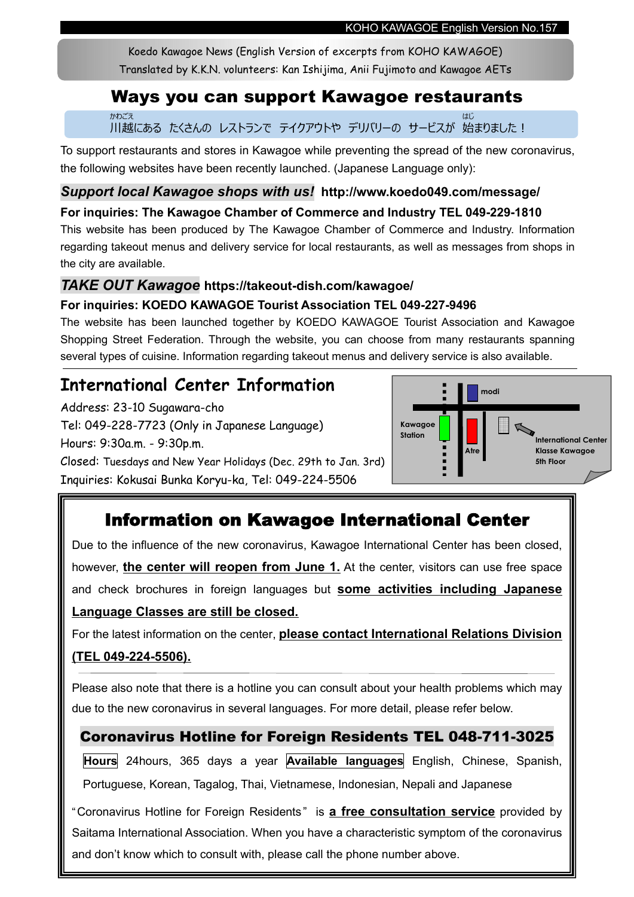Koedo Kawagoe News (English Version of excerpts from KOHO KAWAGOE)
Translated by K.K.N. volunteers: Kan Ishijima, Anii Fujimoto and Kawagoe AETs

# Ways you can support Kawagoe restaurants

川越にある　たくさんの　レストランで　テイクアウトや　デリバリーの　サービスが　始まりました！

To support restaurants and stores in Kawagoe while preventing the spread of the new coronavirus, the following websites have been recently launched. (Japanese Language only):

### *Support local Kawagoe shops with us!* http://www.koedo049.com/message/

**For inquiries: The Kawagoe Chamber of Commerce and Industry TEL 049-229-1810**

This website has been produced by The Kawagoe Chamber of Commerce and Industry. Information regarding takeout menus and delivery service for local restaurants, as well as messages from shops in the city are available.

### *TAKE OUT Kawagoe* https://takeout-dish.com/kawagoe/

**For inquiries: KOEDO KAWAGOE Tourist Association TEL 049-227-9496**

The website has been launched together by KOEDO KAWAGOE Tourist Association and Kawagoe Shopping Street Federation. Through the website, you can choose from many restaurants spanning several types of cuisine. Information regarding takeout menus and delivery service is also available.

## International Center Information

Address: 23-10 Sugawara-cho
Tel: 049-228-7723 (Only in Japanese Language)
Hours: 9:30a.m. - 9:30p.m.
Closed: Tuesdays and New Year Holidays (Dec. 29th to Jan. 3rd)
Inquiries: Kokusai Bunka Koryu-ka, Tel: 049-224-5506

modi
Kawagoe Station
Atre
International Center Klasse Kawagoe 5th Floor

## Information on Kawagoe International Center

Due to the influence of the new coronavirus, Kawagoe International Center has been closed, however, **the center will reopen from June 1.** At the center, visitors can use free space and check brochures in foreign languages but **some activities including Japanese Language Classes are still be closed.**

For the latest information on the center, **please contact International Relations Division (TEL 049-224-5506).**

Please also note that there is a hotline you can consult about your health problems which may due to the new coronavirus in several languages. For more detail, please refer below.

### Coronavirus Hotline for Foreign Residents TEL 048-711-3025

**Hours** 24hours, 365 days a year **Available languages** English, Chinese, Spanish, Portuguese, Korean, Tagalog, Thai, Vietnamese, Indonesian, Nepali and Japanese

"Coronavirus Hotline for Foreign Residents" is **a free consultation service** provided by Saitama International Association. When you have a characteristic symptom of the coronavirus and don't know which to consult with, please call the phone number above.